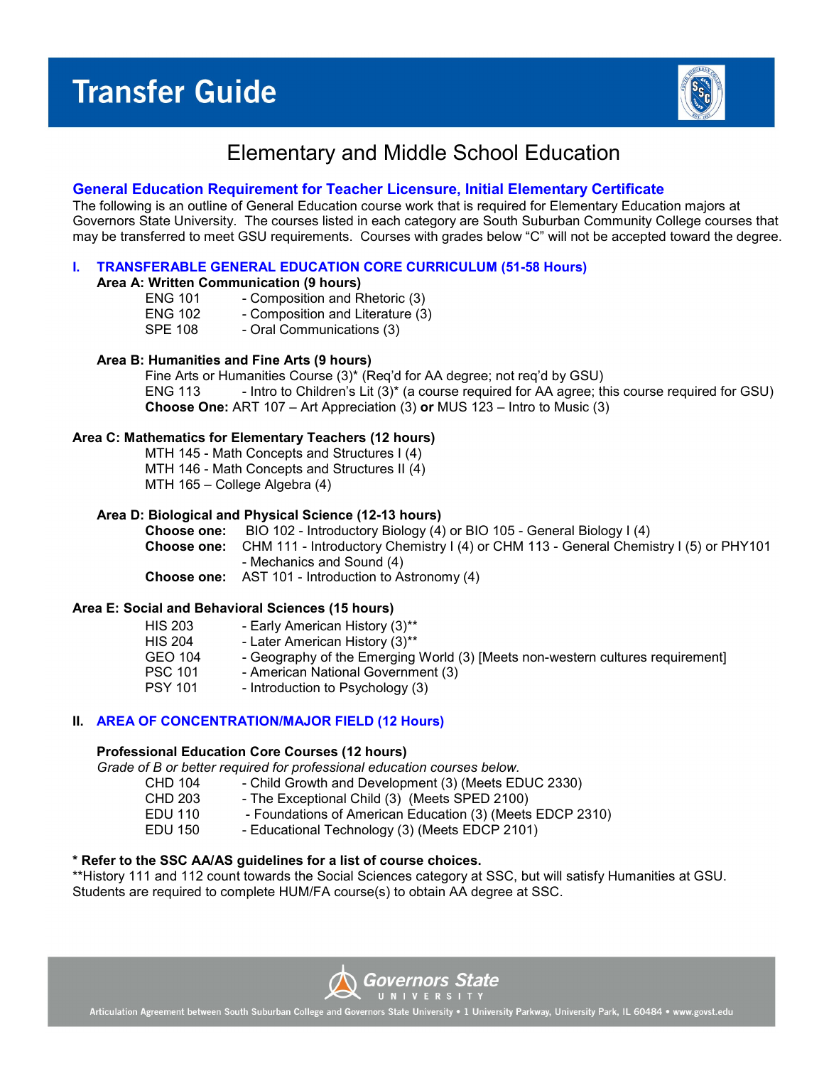# Transfer Guide

## Elementary and Middle School Education

### General Education Requirement for Teacher Licensure, Initial Elementary Certificate

The following is an outline of General Education course work that is required for Elementary Education majors at Governors State University. The courses listed in each category are South Suburban Community College courses that may be transferred to meet GSU requirements. Courses with grades below "C" will not be accepted toward the degree.

### I. TRANSFERABLE GENERAL EDUCATION CORE CURRICULUM (51-58 Hours)

**Area A: Written Communication (9 hours)**

- ENG 101 - Composition and Rhetoric (3)
- ENG 102 - Composition and Literature (3)
- SPE 108 - Oral Communications (3)

**Area B: Humanities and Fine Arts (9 hours)**

- Fine Arts or Humanities Course (3)* (Req'd for AA degree; not req'd by GSU)
- ENG 113 - Intro to Children's Lit (3)* (a course required for AA agree; this course required for GSU)
- **Choose One:** ART 107 – Art Appreciation (3) **or** MUS 123 – Intro to Music (3)

**Area C: Mathematics for Elementary Teachers (12 hours)**

- MTH 145 - Math Concepts and Structures I (4)
- MTH 146 - Math Concepts and Structures II (4)
- MTH 165 – College Algebra (4)

**Area D: Biological and Physical Science (12-13 hours)**

- **Choose one:** BIO 102 - Introductory Biology (4) or BIO 105 - General Biology I (4)
- **Choose one:** CHM 111 - Introductory Chemistry I (4) or CHM 113 - General Chemistry I (5) or PHY101 - Mechanics and Sound (4)
- **Choose one:** AST 101 - Introduction to Astronomy (4)

**Area E: Social and Behavioral Sciences (15 hours)**

- HIS 203 - Early American History (3)**
- HIS 204 - Later American History (3)**
- GEO 104 - Geography of the Emerging World (3) [Meets non-western cultures requirement]
- PSC 101 - American National Government (3)
- PSY 101 - Introduction to Psychology (3)

### II. AREA OF CONCENTRATION/MAJOR FIELD (12 Hours)

**Professional Education Core Courses (12 hours)**

*Grade of B or better required for professional education courses below.*

- CHD 104 - Child Growth and Development (3) (Meets EDUC 2330)
- CHD 203 - The Exceptional Child (3) (Meets SPED 2100)
- EDU 110 - Foundations of American Education (3) (Meets EDCP 2310)
- EDU 150 - Educational Technology (3) (Meets EDCP 2101)

**\* Refer to the SSC AA/AS guidelines for a list of course choices.**

**History 111 and 112 count towards the Social Sciences category at SSC, but will satisfy Humanities at GSU. Students are required to complete HUM/FA course(s) to obtain AA degree at SSC.

Governors State University

Articulation Agreement between South Suburban College and Governors State University • 1 University Parkway, University Park, IL 60484 • www.govst.edu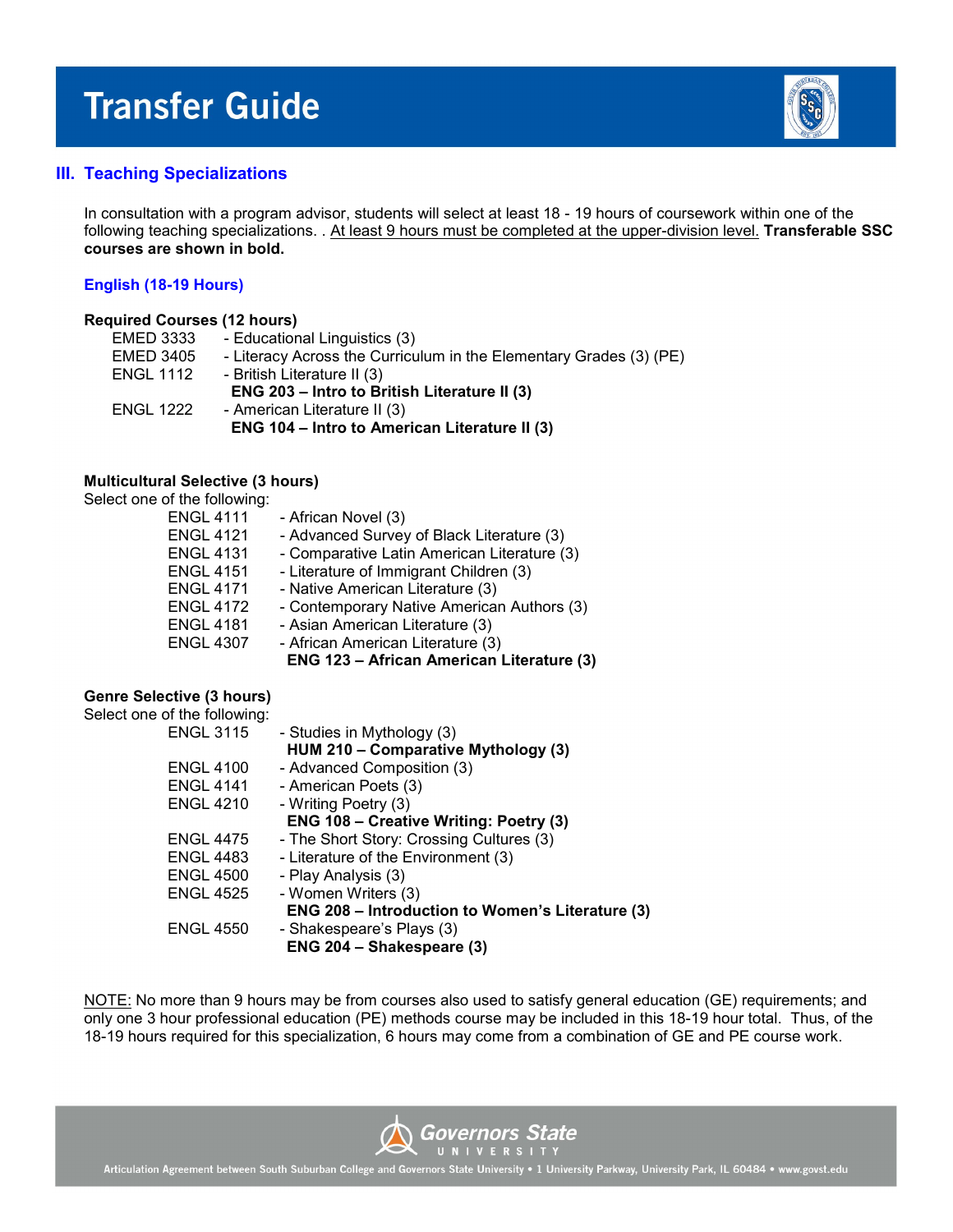# Transfer Guide

## III. Teaching Specializations

In consultation with a program advisor, students will select at least 18 - 19 hours of coursework within one of the following teaching specializations. . At least 9 hours must be completed at the upper-division level. **Transferable SSC courses are shown in bold.**

### English (18-19 Hours)

**Required Courses (12 hours)**

- EMED 3333 - Educational Linguistics (3)
- EMED 3405 - Literacy Across the Curriculum in the Elementary Grades (3) (PE)
- ENGL 1112 - British Literature II (3)
  - **ENG 203 – Intro to British Literature II (3)**
- ENGL 1222 - American Literature II (3)
  - **ENG 104 – Intro to American Literature II (3)**

**Multicultural Selective (3 hours)**

Select one of the following:

- ENGL 4111 - African Novel (3)
- ENGL 4121 - Advanced Survey of Black Literature (3)
- ENGL 4131 - Comparative Latin American Literature (3)
- ENGL 4151 - Literature of Immigrant Children (3)
- ENGL 4171 - Native American Literature (3)
- ENGL 4172 - Contemporary Native American Authors (3)
- ENGL 4181 - Asian American Literature (3)
- ENGL 4307 - African American Literature (3)
  - **ENG 123 – African American Literature (3)**

**Genre Selective (3 hours)**

Select one of the following:

- ENGL 3115 - Studies in Mythology (3)
  - **HUM 210 – Comparative Mythology (3)**
- ENGL 4100 - Advanced Composition (3)
- ENGL 4141 - American Poets (3)
- ENGL 4210 - Writing Poetry (3)
  - **ENG 108 – Creative Writing: Poetry (3)**
- ENGL 4475 - The Short Story: Crossing Cultures (3)
- ENGL 4483 - Literature of the Environment (3)
- ENGL 4500 - Play Analysis (3)
- ENGL 4525 - Women Writers (3)
  - **ENG 208 – Introduction to Women's Literature (3)**
- ENGL 4550 - Shakespeare's Plays (3)
  - **ENG 204 – Shakespeare (3)**

NOTE: No more than 9 hours may be from courses also used to satisfy general education (GE) requirements; and only one 3 hour professional education (PE) methods course may be included in this 18-19 hour total. Thus, of the 18-19 hours required for this specialization, 6 hours may come from a combination of GE and PE course work.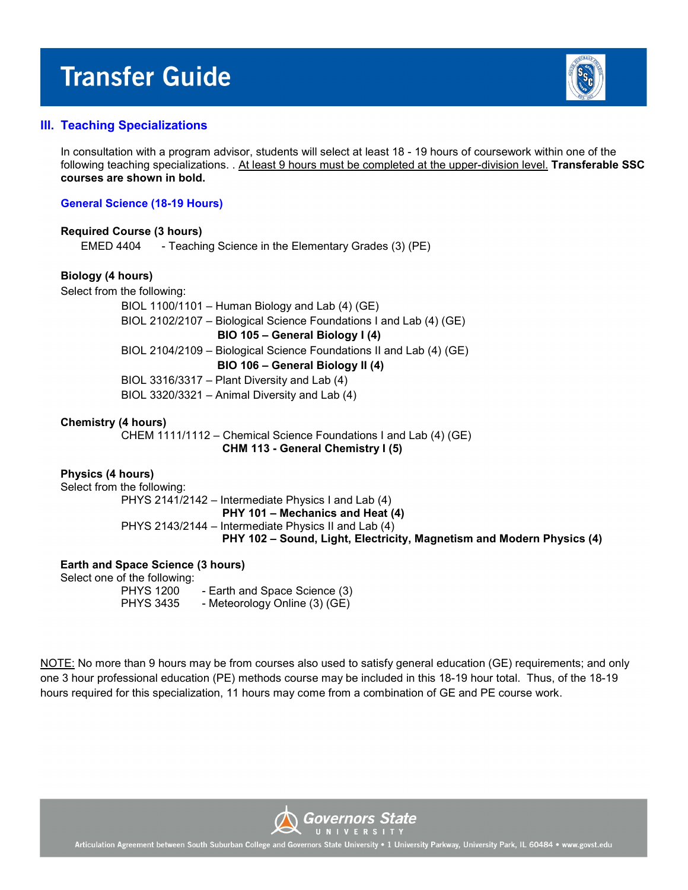# Transfer Guide

## III. Teaching Specializations

In consultation with a program advisor, students will select at least 18 - 19 hours of coursework within one of the following teaching specializations. . At least 9 hours must be completed at the upper-division level. **Transferable SSC courses are shown in bold.**

### General Science (18-19 Hours)

**Required Course (3 hours)**

EMED 4404 - Teaching Science in the Elementary Grades (3) (PE)

**Biology (4 hours)**

Select from the following:

BIOL 1100/1101 – Human Biology and Lab (4) (GE)
BIOL 2102/2107 – Biological Science Foundations I and Lab (4) (GE)
**BIO 105 – General Biology I (4)**
BIOL 2104/2109 – Biological Science Foundations II and Lab (4) (GE)
**BIO 106 – General Biology II (4)**
BIOL 3316/3317 – Plant Diversity and Lab (4)
BIOL 3320/3321 – Animal Diversity and Lab (4)

**Chemistry (4 hours)**

CHEM 1111/1112 – Chemical Science Foundations I and Lab (4) (GE)
**CHM 113 - General Chemistry I (5)**

**Physics (4 hours)**

Select from the following:

PHYS 2141/2142 – Intermediate Physics I and Lab (4)
**PHY 101 – Mechanics and Heat (4)**
PHYS 2143/2144 – Intermediate Physics II and Lab (4)
**PHY 102 – Sound, Light, Electricity, Magnetism and Modern Physics (4)**

**Earth and Space Science (3 hours)**

Select one of the following:

PHYS 1200 - Earth and Space Science (3)
PHYS 3435 - Meteorology Online (3) (GE)

NOTE: No more than 9 hours may be from courses also used to satisfy general education (GE) requirements; and only one 3 hour professional education (PE) methods course may be included in this 18-19 hour total. Thus, of the 18-19 hours required for this specialization, 11 hours may come from a combination of GE and PE course work.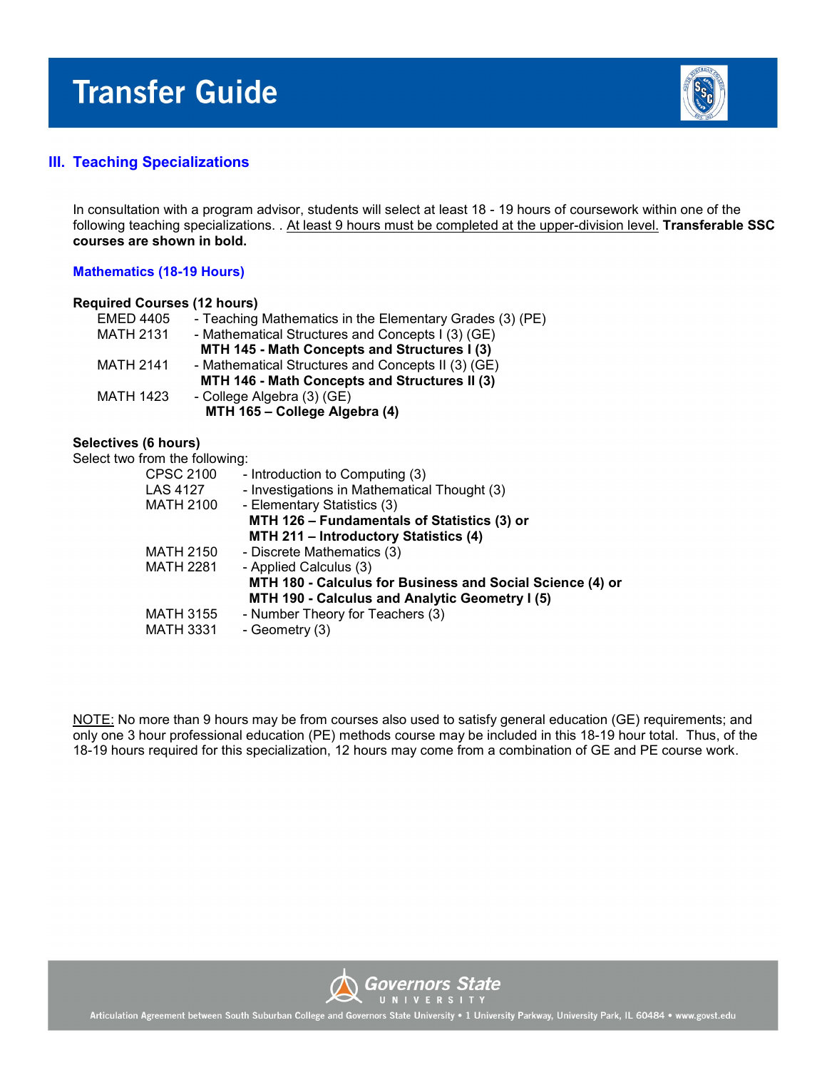# Transfer Guide

## III. Teaching Specializations

In consultation with a program advisor, students will select at least 18 - 19 hours of coursework within one of the following teaching specializations. . At least 9 hours must be completed at the upper-division level. **Transferable SSC courses are shown in bold.**

### Mathematics (18-19 Hours)

**Required Courses (12 hours)**

EMED 4405 - Teaching Mathematics in the Elementary Grades (3) (PE)

MATH 2131 - Mathematical Structures and Concepts I (3) (GE)
**MTH 145 - Math Concepts and Structures I (3)**

MATH 2141 - Mathematical Structures and Concepts II (3) (GE)
**MTH 146 - Math Concepts and Structures II (3)**

MATH 1423 - College Algebra (3) (GE)
**MTH 165 – College Algebra (4)**

**Selectives (6 hours)**

Select two from the following:

CPSC 2100 - Introduction to Computing (3)

LAS 4127 - Investigations in Mathematical Thought (3)

MATH 2100 - Elementary Statistics (3)
**MTH 126 – Fundamentals of Statistics (3) or**
**MTH 211 – Introductory Statistics (4)**

MATH 2150 - Discrete Mathematics (3)

MATH 2281 - Applied Calculus (3)
**MTH 180 - Calculus for Business and Social Science (4) or**
**MTH 190 - Calculus and Analytic Geometry I (5)**

MATH 3155 - Number Theory for Teachers (3)

MATH 3331 - Geometry (3)

NOTE: No more than 9 hours may be from courses also used to satisfy general education (GE) requirements; and only one 3 hour professional education (PE) methods course may be included in this 18-19 hour total. Thus, of the 18-19 hours required for this specialization, 12 hours may come from a combination of GE and PE course work.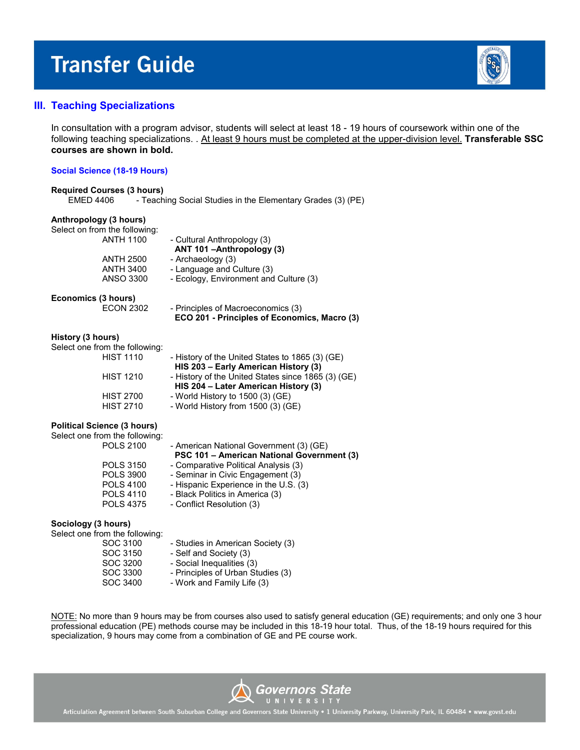# Transfer Guide

## III. Teaching Specializations

In consultation with a program advisor, students will select at least 18 - 19 hours of coursework within one of the following teaching specializations. . At least 9 hours must be completed at the upper-division level. **Transferable SSC courses are shown in bold.**

### Social Science (18-19 Hours)

**Required Courses (3 hours)**

EMED 4406 - Teaching Social Studies in the Elementary Grades (3) (PE)

**Anthropology (3 hours)**

Select on from the following:

| | |
|---|---|
| ANTH 1100 | - Cultural Anthropology (3) |
| | **ANT 101 –Anthropology (3)** |
| ANTH 2500 | - Archaeology (3) |
| ANTH 3400 | - Language and Culture (3) |
| ANSO 3300 | - Ecology, Environment and Culture (3) |

**Economics (3 hours)**

| | |
|---|---|
| ECON 2302 | - Principles of Macroeconomics (3) |
| | **ECO 201 - Principles of Economics, Macro (3)** |

**History (3 hours)**

Select one from the following:

| | |
|---|---|
| HIST 1110 | - History of the United States to 1865 (3) (GE) |
| | **HIS 203 – Early American History (3)** |
| HIST 1210 | - History of the United States since 1865 (3) (GE) |
| | **HIS 204 – Later American History (3)** |
| HIST 2700 | - World History to 1500 (3) (GE) |
| HIST 2710 | - World History from 1500 (3) (GE) |

**Political Science (3 hours)**

Select one from the following:

| | |
|---|---|
| POLS 2100 | - American National Government (3) (GE) |
| | **PSC 101 – American National Government (3)** |
| POLS 3150 | - Comparative Political Analysis (3) |
| POLS 3900 | - Seminar in Civic Engagement (3) |
| POLS 4100 | - Hispanic Experience in the U.S. (3) |
| POLS 4110 | - Black Politics in America (3) |
| POLS 4375 | - Conflict Resolution (3) |

**Sociology (3 hours)**

Select one from the following:

| | |
|---|---|
| SOC 3100 | - Studies in American Society (3) |
| SOC 3150 | - Self and Society (3) |
| SOC 3200 | - Social Inequalities (3) |
| SOC 3300 | - Principles of Urban Studies (3) |
| SOC 3400 | - Work and Family Life (3) |

NOTE: No more than 9 hours may be from courses also used to satisfy general education (GE) requirements; and only one 3 hour professional education (PE) methods course may be included in this 18-19 hour total. Thus, of the 18-19 hours required for this specialization, 9 hours may come from a combination of GE and PE course work.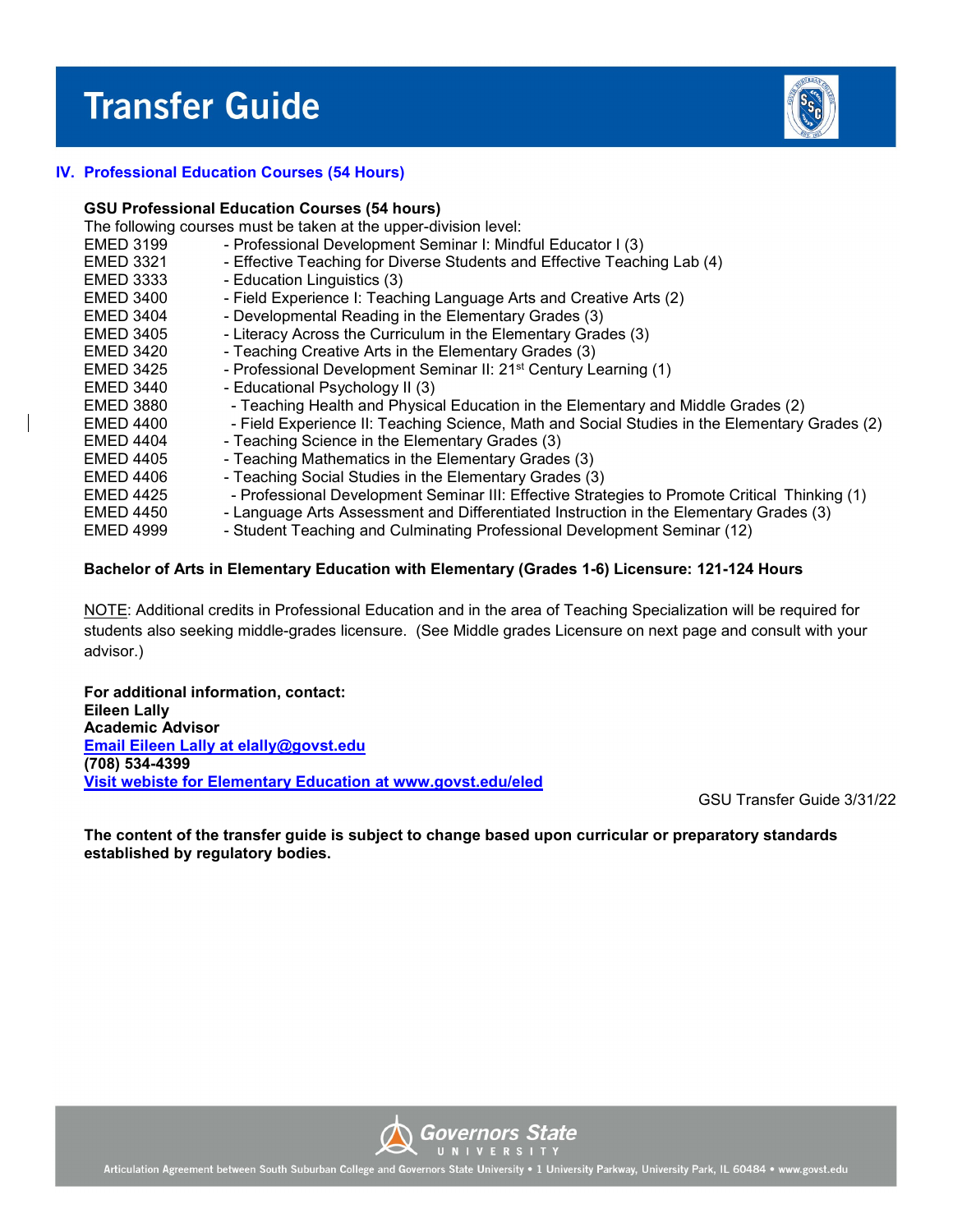## IV. Professional Education Courses (54 Hours)

**GSU Professional Education Courses (54 hours)**

The following courses must be taken at the upper-division level:

| | |
|---|---|
| EMED 3199 | - Professional Development Seminar I: Mindful Educator I (3) |
| EMED 3321 | - Effective Teaching for Diverse Students and Effective Teaching Lab (4) |
| EMED 3333 | - Education Linguistics (3) |
| EMED 3400 | - Field Experience I: Teaching Language Arts and Creative Arts (2) |
| EMED 3404 | - Developmental Reading in the Elementary Grades (3) |
| EMED 3405 | - Literacy Across the Curriculum in the Elementary Grades (3) |
| EMED 3420 | - Teaching Creative Arts in the Elementary Grades (3) |
| EMED 3425 | - Professional Development Seminar II: 21st Century Learning (1) |
| EMED 3440 | - Educational Psychology II (3) |
| EMED 3880 | - Teaching Health and Physical Education in the Elementary and Middle Grades (2) |
| EMED 4400 | - Field Experience II: Teaching Science, Math and Social Studies in the Elementary Grades (2) |
| EMED 4404 | - Teaching Science in the Elementary Grades (3) |
| EMED 4405 | - Teaching Mathematics in the Elementary Grades (3) |
| EMED 4406 | - Teaching Social Studies in the Elementary Grades (3) |
| EMED 4425 | - Professional Development Seminar III: Effective Strategies to Promote Critical Thinking (1) |
| EMED 4450 | - Language Arts Assessment and Differentiated Instruction in the Elementary Grades (3) |
| EMED 4999 | - Student Teaching and Culminating Professional Development Seminar (12) |

**Bachelor of Arts in Elementary Education with Elementary (Grades 1-6) Licensure: 121-124 Hours**

NOTE: Additional credits in Professional Education and in the area of Teaching Specialization will be required for students also seeking middle-grades licensure. (See Middle grades Licensure on next page and consult with your advisor.)

**For additional information, contact:**
**Eileen Lally**
**Academic Advisor**
**[Email Eileen Lally at elally@govst.edu](mailto:elally@govst.edu)**
**(708) 534-4399**
**[Visit webiste for Elementary Education at www.govst.edu/eled](http://www.govst.edu/eled)**

GSU Transfer Guide 3/31/22

**The content of the transfer guide is subject to change based upon curricular or preparatory standards established by regulatory bodies.**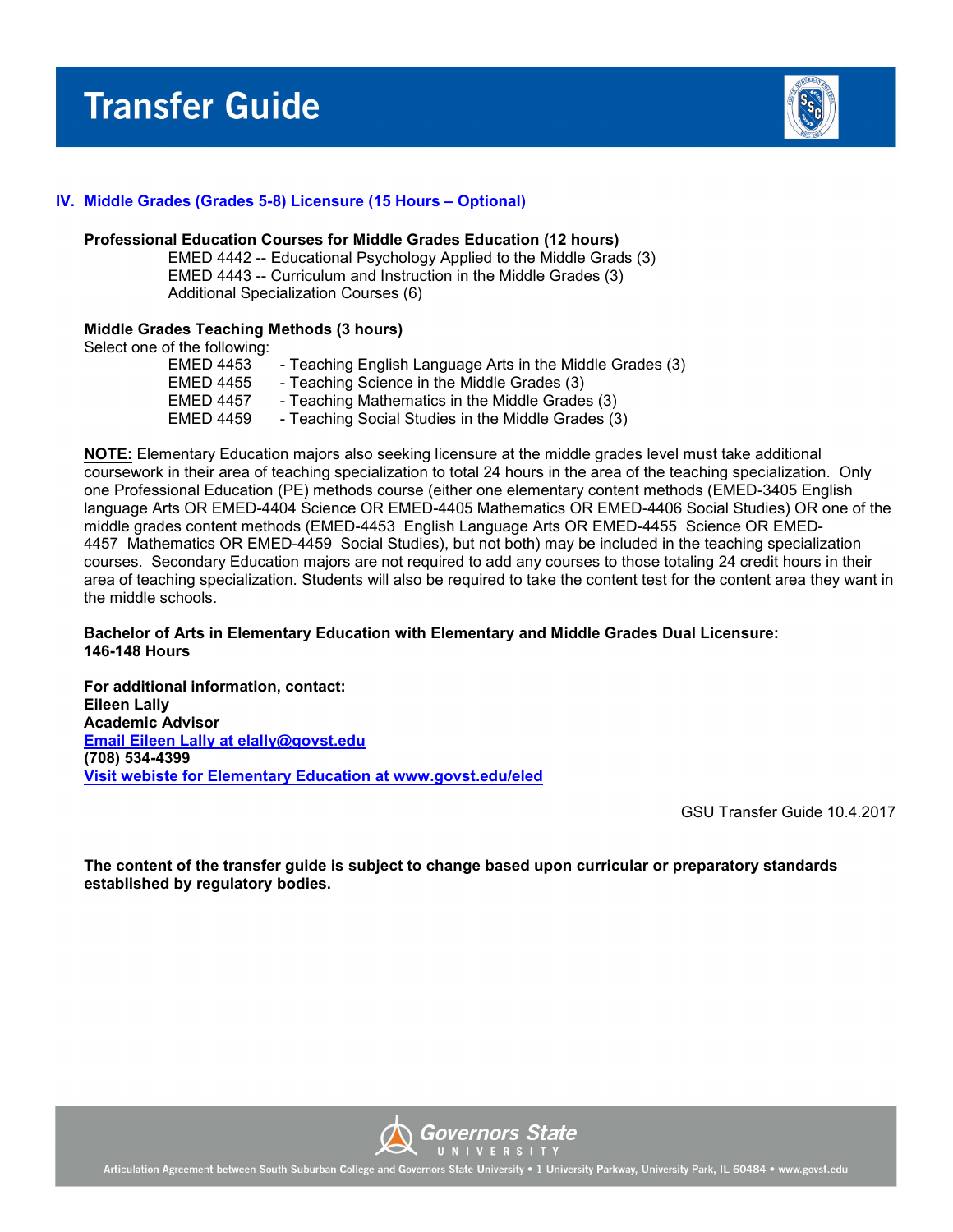# Transfer Guide

## IV. Middle Grades (Grades 5-8) Licensure (15 Hours – Optional)

**Professional Education Courses for Middle Grades Education (12 hours)**

EMED 4442 -- Educational Psychology Applied to the Middle Grads (3)
EMED 4443 -- Curriculum and Instruction in the Middle Grades (3)
Additional Specialization Courses (6)

**Middle Grades Teaching Methods (3 hours)**

Select one of the following:

EMED 4453 - Teaching English Language Arts in the Middle Grades (3)
EMED 4455 - Teaching Science in the Middle Grades (3)
EMED 4457 - Teaching Mathematics in the Middle Grades (3)
EMED 4459 - Teaching Social Studies in the Middle Grades (3)

**NOTE:** Elementary Education majors also seeking licensure at the middle grades level must take additional coursework in their area of teaching specialization to total 24 hours in the area of the teaching specialization. Only one Professional Education (PE) methods course (either one elementary content methods (EMED-3405 English language Arts OR EMED-4404 Science OR EMED-4405 Mathematics OR EMED-4406 Social Studies) OR one of the middle grades content methods (EMED-4453 English Language Arts OR EMED-4455 Science OR EMED-4457 Mathematics OR EMED-4459 Social Studies), but not both) may be included in the teaching specialization courses. Secondary Education majors are not required to add any courses to those totaling 24 credit hours in their area of teaching specialization. Students will also be required to take the content test for the content area they want in the middle schools.

**Bachelor of Arts in Elementary Education with Elementary and Middle Grades Dual Licensure: 146-148 Hours**

**For additional information, contact:**
**Eileen Lally**
**Academic Advisor**
**Email Eileen Lally at elally@govst.edu**
**(708) 534-4399**
**Visit webiste for Elementary Education at www.govst.edu/eled**

GSU Transfer Guide 10.4.2017

**The content of the transfer guide is subject to change based upon curricular or preparatory standards established by regulatory bodies.**

Articulation Agreement between South Suburban College and Governors State University • 1 University Parkway, University Park, IL 60484 • www.govst.edu